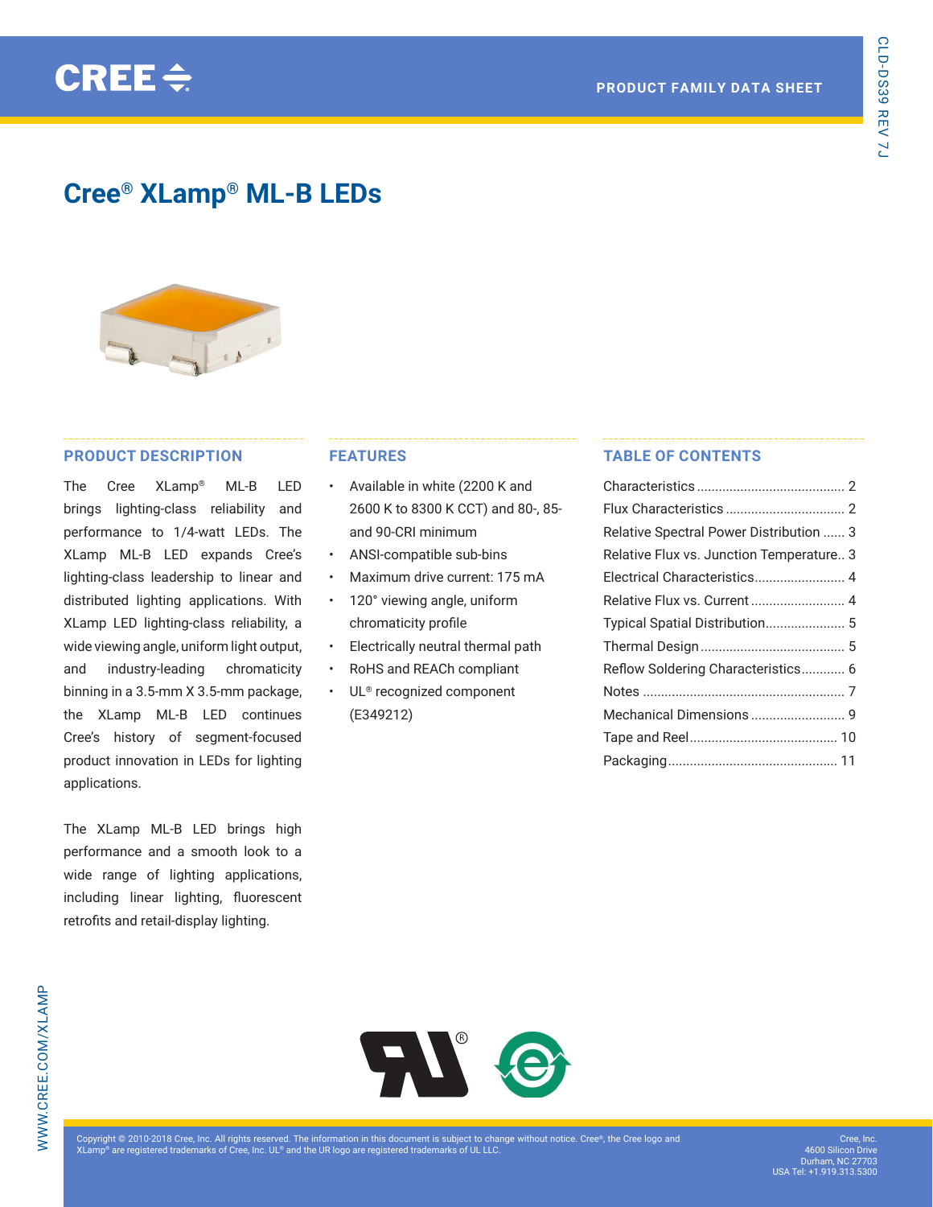# Cree® XLamp® ML-B LEDs

## PRODUCT DESCRIPTION

The Cree XLamp® ML-B LED brings lighting-class reliability and performance to 1/4-watt LEDs. The XLamp ML-B LED expands Cree's lighting-class leadership to linear and distributed lighting applications. With XLamp LED lighting-class reliability, a wide viewing angle, uniform light output, and industry-leading chromaticity binning in a 3.5-mm X 3.5-mm package, the XLamp ML-B LED continues Cree's history of segment-focused product innovation in LEDs for lighting applications.

The XLamp ML-B LED brings high performance and a smooth look to a wide range of lighting applications, including linear lighting, fluorescent retrofits and retail-display lighting.

## FEATURES

- Available in white (2200 K and 2600 K to 8300 K CCT) and 80-, 85- and 90-CRI minimum
- ANSI-compatible sub-bins
- Maximum drive current: 175 mA
- 120° viewing angle, uniform chromaticity profile
- Electrically neutral thermal path
- RoHS and REACh compliant
- UL® recognized component (E349212)

## TABLE OF CONTENTS

| Section | Page |
|---|---|
| Characteristics | 2 |
| Flux Characteristics | 2 |
| Relative Spectral Power Distribution | 3 |
| Relative Flux vs. Junction Temperature | 3 |
| Electrical Characteristics | 4 |
| Relative Flux vs. Current | 4 |
| Typical Spatial Distribution | 5 |
| Thermal Design | 5 |
| Reflow Soldering Characteristics | 6 |
| Notes | 7 |
| Mechanical Dimensions | 9 |
| Tape and Reel | 10 |
| Packaging | 11 |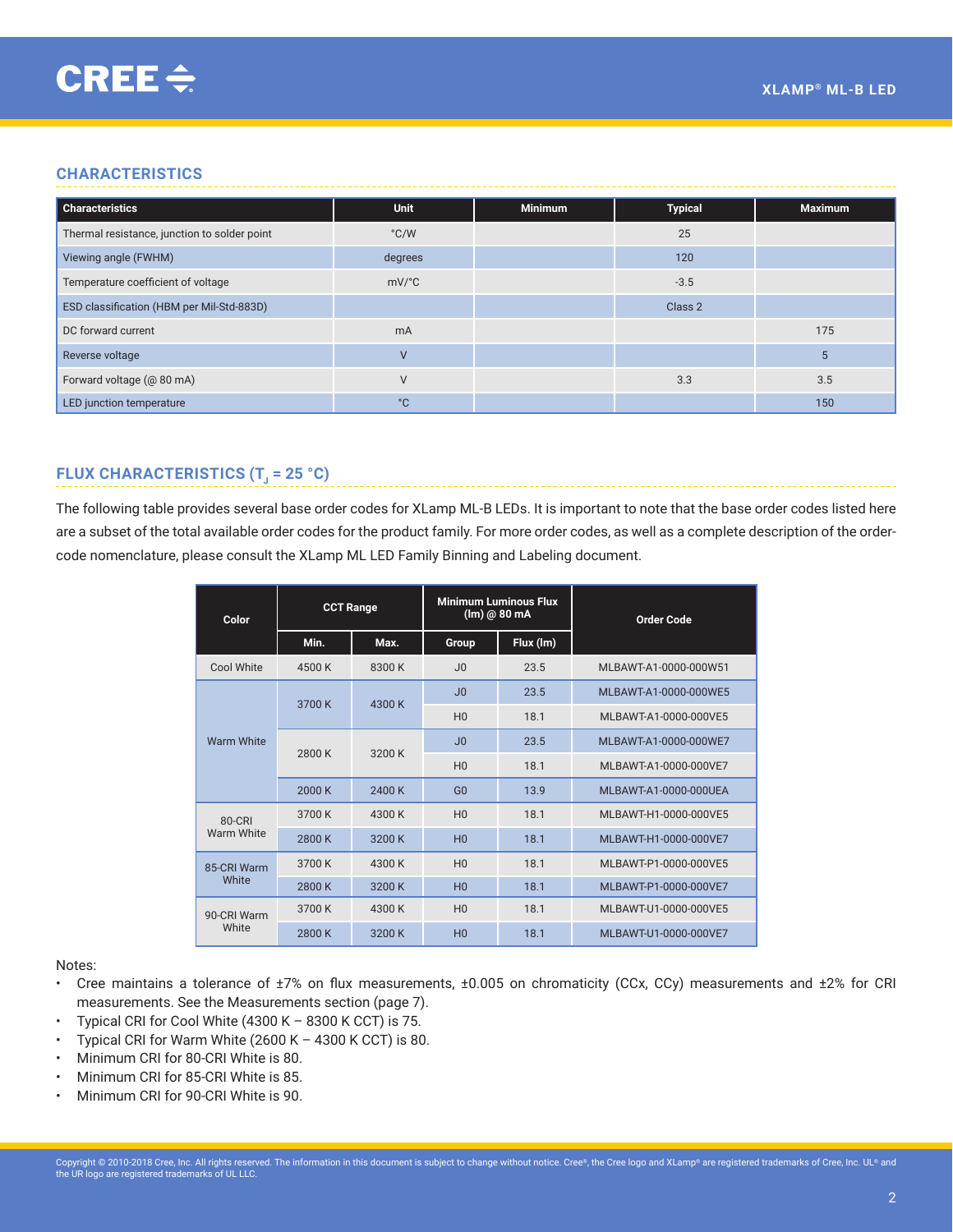## CHARACTERISTICS

| Characteristics | Unit | Minimum | Typical | Maximum |
|---|---|---|---|---|
| Thermal resistance, junction to solder point | °C/W | | 25 | |
| Viewing angle (FWHM) | degrees | | 120 | |
| Temperature coefficient of voltage | mV/°C | | -3.5 | |
| ESD classification (HBM per Mil-Std-883D) | | | Class 2 | |
| DC forward current | mA | | | 175 |
| Reverse voltage | V | | | 5 |
| Forward voltage (@ 80 mA) | V | | 3.3 | 3.5 |
| LED junction temperature | °C | | | 150 |

## FLUX CHARACTERISTICS ($T_J$ = 25 °C)

The following table provides several base order codes for XLamp ML-B LEDs. It is important to note that the base order codes listed here are a subset of the total available order codes for the product family. For more order codes, as well as a complete description of the order-code nomenclature, please consult the XLamp ML LED Family Binning and Labeling document.

| Color | CCT Range | | Minimum Luminous Flux (lm) @ 80 mA | | Order Code |
|---|---|---|---|---|---|
| | Min. | Max. | Group | Flux (lm) | |
| Cool White | 4500 K | 8300 K | J0 | 23.5 | MLBAWT-A1-0000-000W51 |
| Warm White | 3700 K | 4300 K | J0 | 23.5 | MLBAWT-A1-0000-000WE5 |
| | | | H0 | 18.1 | MLBAWT-A1-0000-000VE5 |
| | 2800 K | 3200 K | J0 | 23.5 | MLBAWT-A1-0000-000WE7 |
| | | | H0 | 18.1 | MLBAWT-A1-0000-000VE7 |
| | 2000 K | 2400 K | G0 | 13.9 | MLBAWT-A1-0000-000UEA |
| 80-CRI Warm White | 3700 K | 4300 K | H0 | 18.1 | MLBAWT-H1-0000-000VE5 |
| | 2800 K | 3200 K | H0 | 18.1 | MLBAWT-H1-0000-000VE7 |
| 85-CRI Warm White | 3700 K | 4300 K | H0 | 18.1 | MLBAWT-P1-0000-000VE5 |
| | 2800 K | 3200 K | H0 | 18.1 | MLBAWT-P1-0000-000VE7 |
| 90-CRI Warm White | 3700 K | 4300 K | H0 | 18.1 | MLBAWT-U1-0000-000VE5 |
| | 2800 K | 3200 K | H0 | 18.1 | MLBAWT-U1-0000-000VE7 |

Notes:

- Cree maintains a tolerance of ±7% on flux measurements, ±0.005 on chromaticity (CCx, CCy) measurements and ±2% for CRI measurements. See the Measurements section (page 7).
- Typical CRI for Cool White (4300 K – 8300 K CCT) is 75.
- Typical CRI for Warm White (2600 K – 4300 K CCT) is 80.
- Minimum CRI for 80-CRI White is 80.
- Minimum CRI for 85-CRI White is 85.
- Minimum CRI for 90-CRI White is 90.

Copyright © 2010-2018 Cree, Inc. All rights reserved. The information in this document is subject to change without notice. Cree®, the Cree logo and XLamp® are registered trademarks of Cree, Inc. UL® and the UR logo are registered trademarks of UL LLC.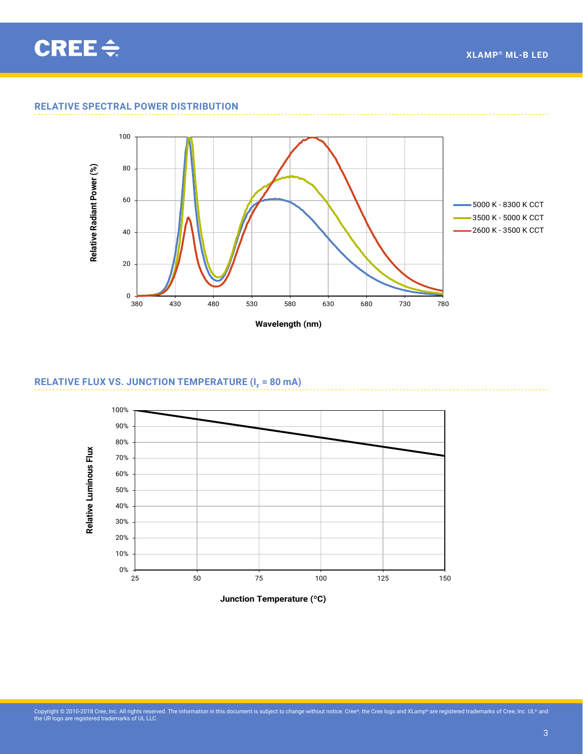## RELATIVE SPECTRAL POWER DISTRIBUTION

Relative Radiant Power (%)

Wavelength (nm)

5000 K - 8300 K CCT
3500 K - 5000 K CCT
2600 K - 3500 K CCT

## RELATIVE FLUX VS. JUNCTION TEMPERATURE ($I_F$ = 80 mA)

Relative Luminous Flux

Junction Temperature (°C)

Copyright © 2010-2018 Cree, Inc. All rights reserved. The information in this document is subject to change without notice. Cree®, the Cree logo and XLamp® are registered trademarks of Cree, Inc. UL® and the UR logo are registered trademarks of UL LLC.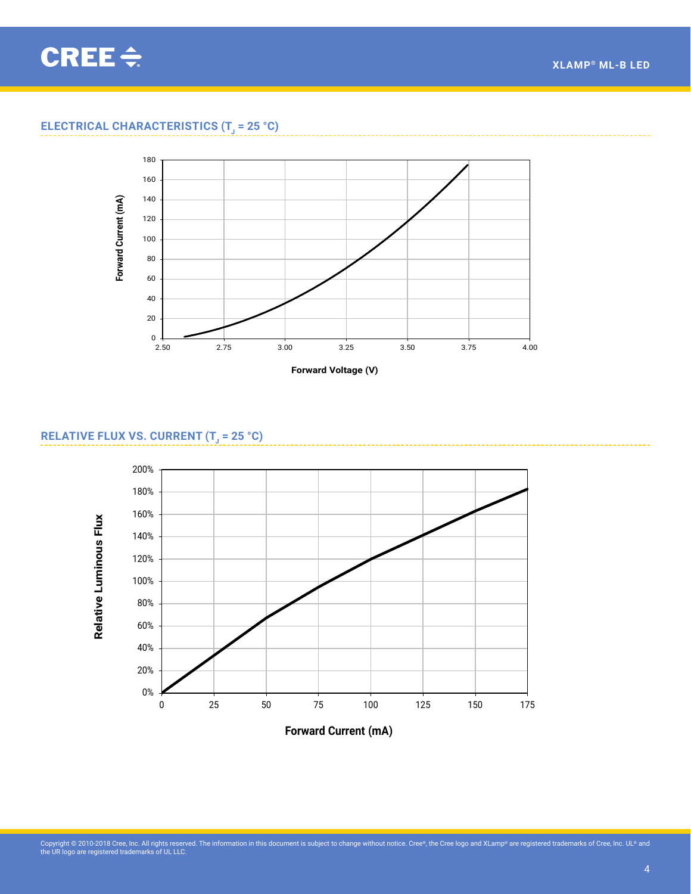## ELECTRICAL CHARACTERISTICS ($T_J$ = 25 °C)

Forward Current (mA)

Forward Voltage (V)

## RELATIVE FLUX VS. CURRENT ($T_J$ = 25 °C)

Relative Luminous Flux

Forward Current (mA)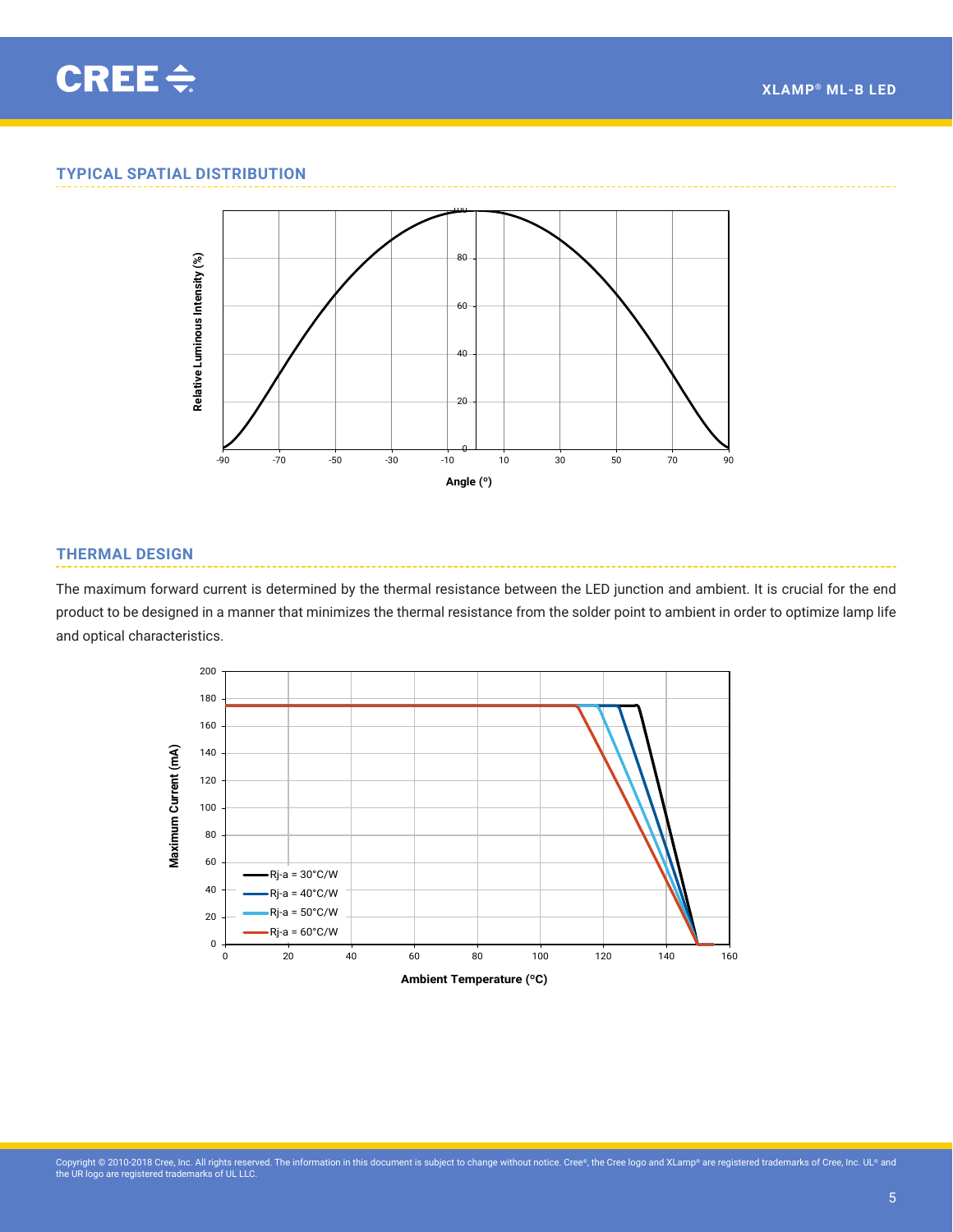## TYPICAL SPATIAL DISTRIBUTION

## THERMAL DESIGN

The maximum forward current is determined by the thermal resistance between the LED junction and ambient. It is crucial for the end product to be designed in a manner that minimizes the thermal resistance from the solder point to ambient in order to optimize lamp life and optical characteristics.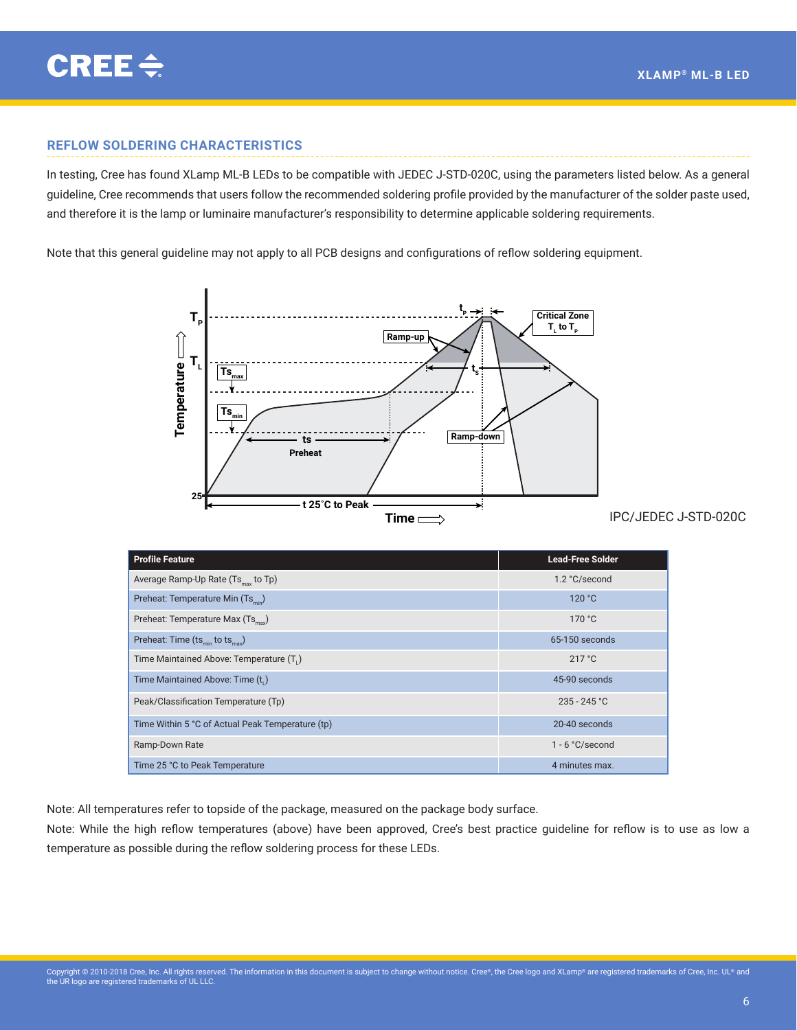## REFLOW SOLDERING CHARACTERISTICS

In testing, Cree has found XLamp ML-B LEDs to be compatible with JEDEC J-STD-020C, using the parameters listed below. As a general guideline, Cree recommends that users follow the recommended soldering profile provided by the manufacturer of the solder paste used, and therefore it is the lamp or luminaire manufacturer's responsibility to determine applicable soldering requirements.

Note that this general guideline may not apply to all PCB designs and configurations of reflow soldering equipment.

IPC/JEDEC J-STD-020C

| Profile Feature | Lead-Free Solder |
|---|---|
| Average Ramp-Up Rate ($Ts_{max}$ to Tp) | 1.2 °C/second |
| Preheat: Temperature Min ($Ts_{min}$) | 120 °C |
| Preheat: Temperature Max ($Ts_{max}$) | 170 °C |
| Preheat: Time ($ts_{min}$ to $ts_{max}$) | 65-150 seconds |
| Time Maintained Above: Temperature ($T_L$) | 217 °C |
| Time Maintained Above: Time ($t_L$) | 45-90 seconds |
| Peak/Classification Temperature (Tp) | 235 - 245 °C |
| Time Within 5 °C of Actual Peak Temperature (tp) | 20-40 seconds |
| Ramp-Down Rate | 1 - 6 °C/second |
| Time 25 °C to Peak Temperature | 4 minutes max. |

Note: All temperatures refer to topside of the package, measured on the package body surface.

Note: While the high reflow temperatures (above) have been approved, Cree's best practice guideline for reflow is to use as low a temperature as possible during the reflow soldering process for these LEDs.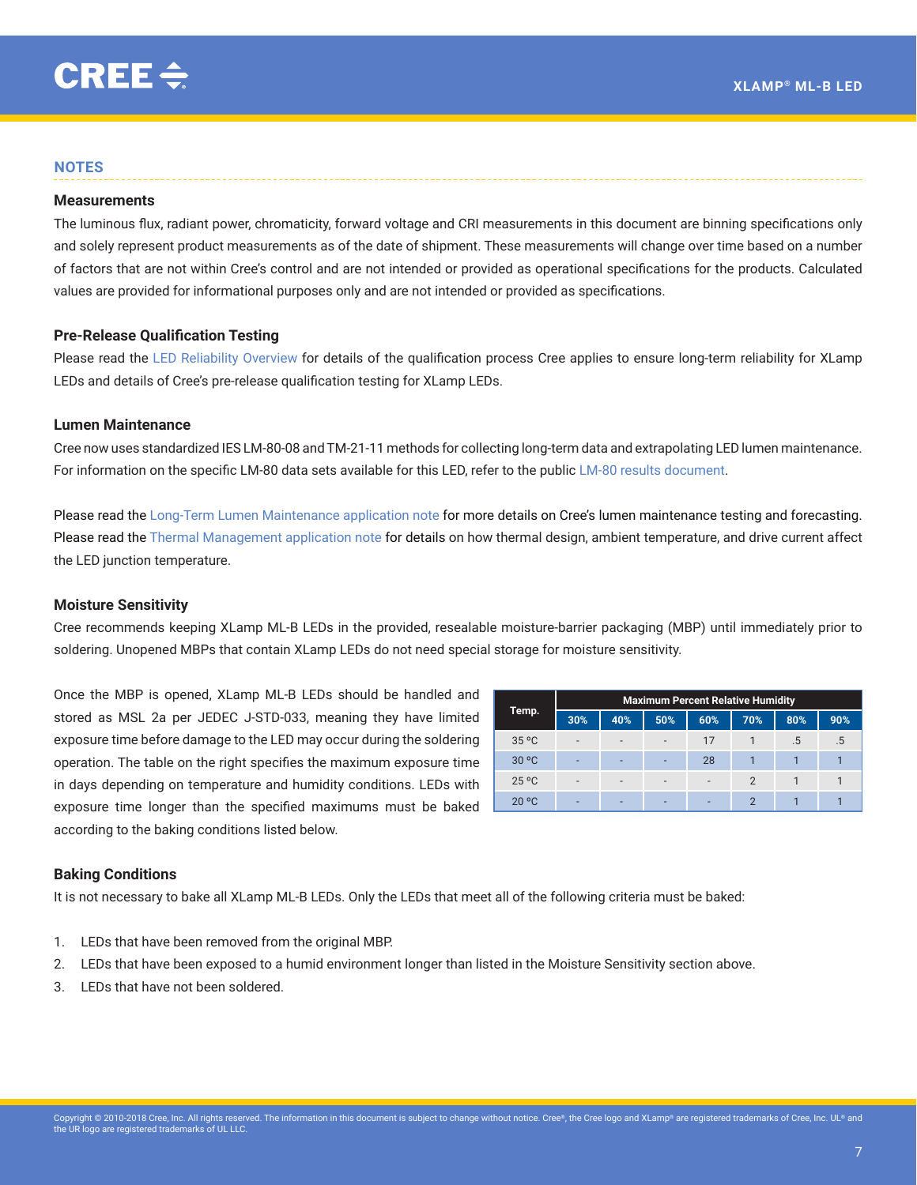## NOTES

### Measurements

The luminous flux, radiant power, chromaticity, forward voltage and CRI measurements in this document are binning specifications only and solely represent product measurements as of the date of shipment. These measurements will change over time based on a number of factors that are not within Cree's control and are not intended or provided as operational specifications for the products. Calculated values are provided for informational purposes only and are not intended or provided as specifications.

### Pre-Release Qualification Testing

Please read the LED Reliability Overview for details of the qualification process Cree applies to ensure long-term reliability for XLamp LEDs and details of Cree's pre-release qualification testing for XLamp LEDs.

### Lumen Maintenance

Cree now uses standardized IES LM-80-08 and TM-21-11 methods for collecting long-term data and extrapolating LED lumen maintenance. For information on the specific LM-80 data sets available for this LED, refer to the public LM-80 results document.

Please read the Long-Term Lumen Maintenance application note for more details on Cree's lumen maintenance testing and forecasting. Please read the Thermal Management application note for details on how thermal design, ambient temperature, and drive current affect the LED junction temperature.

### Moisture Sensitivity

Cree recommends keeping XLamp ML-B LEDs in the provided, resealable moisture-barrier packaging (MBP) until immediately prior to soldering. Unopened MBPs that contain XLamp LEDs do not need special storage for moisture sensitivity.

Once the MBP is opened, XLamp ML-B LEDs should be handled and stored as MSL 2a per JEDEC J-STD-033, meaning they have limited exposure time before damage to the LED may occur during the soldering operation. The table on the right specifies the maximum exposure time in days depending on temperature and humidity conditions. LEDs with exposure time longer than the specified maximums must be baked according to the baking conditions listed below.

| Temp. | Maximum Percent Relative Humidity | | | | | | |
|---|---|---|---|---|---|---|---|
| | 30% | 40% | 50% | 60% | 70% | 80% | 90% |
| 35 °C | - | - | - | 17 | 1 | .5 | .5 |
| 30 °C | - | - | - | 28 | 1 | 1 | 1 |
| 25 °C | - | - | - | - | 2 | 1 | 1 |
| 20 °C | - | - | - | - | 2 | 1 | 1 |

### Baking Conditions

It is not necessary to bake all XLamp ML-B LEDs. Only the LEDs that meet all of the following criteria must be baked:

1. LEDs that have been removed from the original MBP.
2. LEDs that have been exposed to a humid environment longer than listed in the Moisture Sensitivity section above.
3. LEDs that have not been soldered.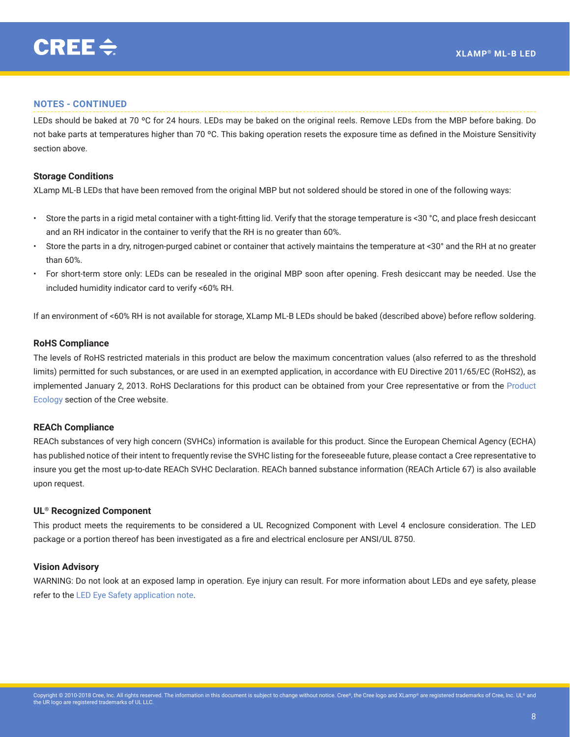## NOTES - CONTINUED

LEDs should be baked at 70 ºC for 24 hours. LEDs may be baked on the original reels. Remove LEDs from the MBP before baking. Do not bake parts at temperatures higher than 70 ºC. This baking operation resets the exposure time as defined in the Moisture Sensitivity section above.

### Storage Conditions

XLamp ML-B LEDs that have been removed from the original MBP but not soldered should be stored in one of the following ways:

- Store the parts in a rigid metal container with a tight-fitting lid. Verify that the storage temperature is <30 °C, and place fresh desiccant and an RH indicator in the container to verify that the RH is no greater than 60%.
- Store the parts in a dry, nitrogen-purged cabinet or container that actively maintains the temperature at <30° and the RH at no greater than 60%.
- For short-term store only: LEDs can be resealed in the original MBP soon after opening. Fresh desiccant may be needed. Use the included humidity indicator card to verify <60% RH.

If an environment of <60% RH is not available for storage, XLamp ML-B LEDs should be baked (described above) before reflow soldering.

### RoHS Compliance

The levels of RoHS restricted materials in this product are below the maximum concentration values (also referred to as the threshold limits) permitted for such substances, or are used in an exempted application, in accordance with EU Directive 2011/65/EC (RoHS2), as implemented January 2, 2013. RoHS Declarations for this product can be obtained from your Cree representative or from the Product Ecology section of the Cree website.

### REACh Compliance

REACh substances of very high concern (SVHCs) information is available for this product. Since the European Chemical Agency (ECHA) has published notice of their intent to frequently revise the SVHC listing for the foreseeable future, please contact a Cree representative to insure you get the most up-to-date REACh SVHC Declaration. REACh banned substance information (REACh Article 67) is also available upon request.

### UL® Recognized Component

This product meets the requirements to be considered a UL Recognized Component with Level 4 enclosure consideration. The LED package or a portion thereof has been investigated as a fire and electrical enclosure per ANSI/UL 8750.

### Vision Advisory

WARNING: Do not look at an exposed lamp in operation. Eye injury can result. For more information about LEDs and eye safety, please refer to the LED Eye Safety application note.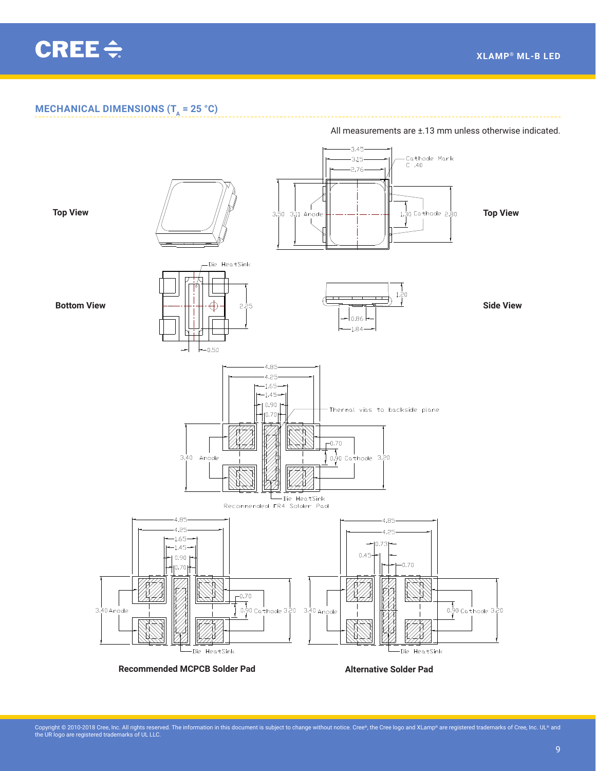## MECHANICAL DIMENSIONS ($T_A$ = 25 °C)

All measurements are ±.13 mm unless otherwise indicated.

**Top View**

3.45
3.15
2.76
Cathode Mark
C .40
3.50 3.11 Anode
1.30 Cathode 2.80

**Top View**

**Bottom View**

Die HeatSink
2.25
0.50

1.20
0.86
1.84

**Side View**

4.85
4.25
1.65
1.45
0.90
0.70
Thermal vias to backside plane
0.70
3.40 Anode
0.90 Cathode 3.20
Die HeatSink
Recommended FR4 Solder Pad

4.85
4.25
1.65
1.45
0.90
0.70
0.70
3.40 Anode
0.90 Cathode 3.20
Die HeatSink

**Recommended MCPCB Solder Pad**

4.85
4.25
0.73
0.45
0.70
3.40 Anode
0.90 Cathode 3.20
Die HeatSink

**Alternative Solder Pad**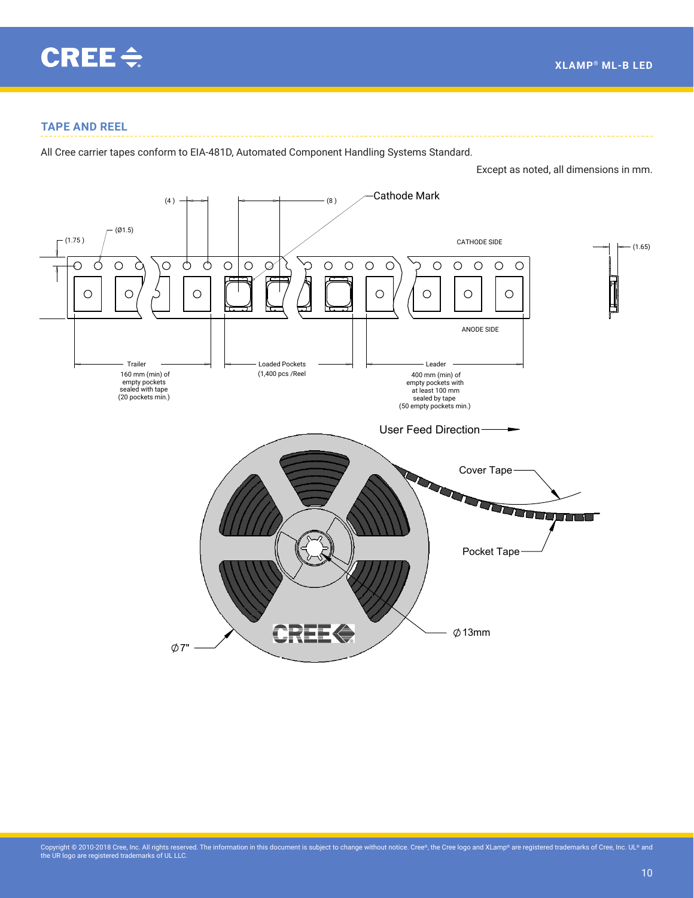## TAPE AND REEL

All Cree carrier tapes conform to EIA-481D, Automated Component Handling Systems Standard.

Except as noted, all dimensions in mm.

(4) (8) Cathode Mark

(Ø1.5)

(1.75)

CATHODE SIDE

(1.65)

ANODE SIDE

Trailer
160 mm (min) of empty pockets sealed with tape (20 pockets min.)

Loaded Pockets
(1,400 pcs /Reel

Leader
400 mm (min) of empty pockets with at least 100 mm sealed by tape (50 empty pockets min.)

User Feed Direction

Cover Tape

Pocket Tape

∅13mm

∅7"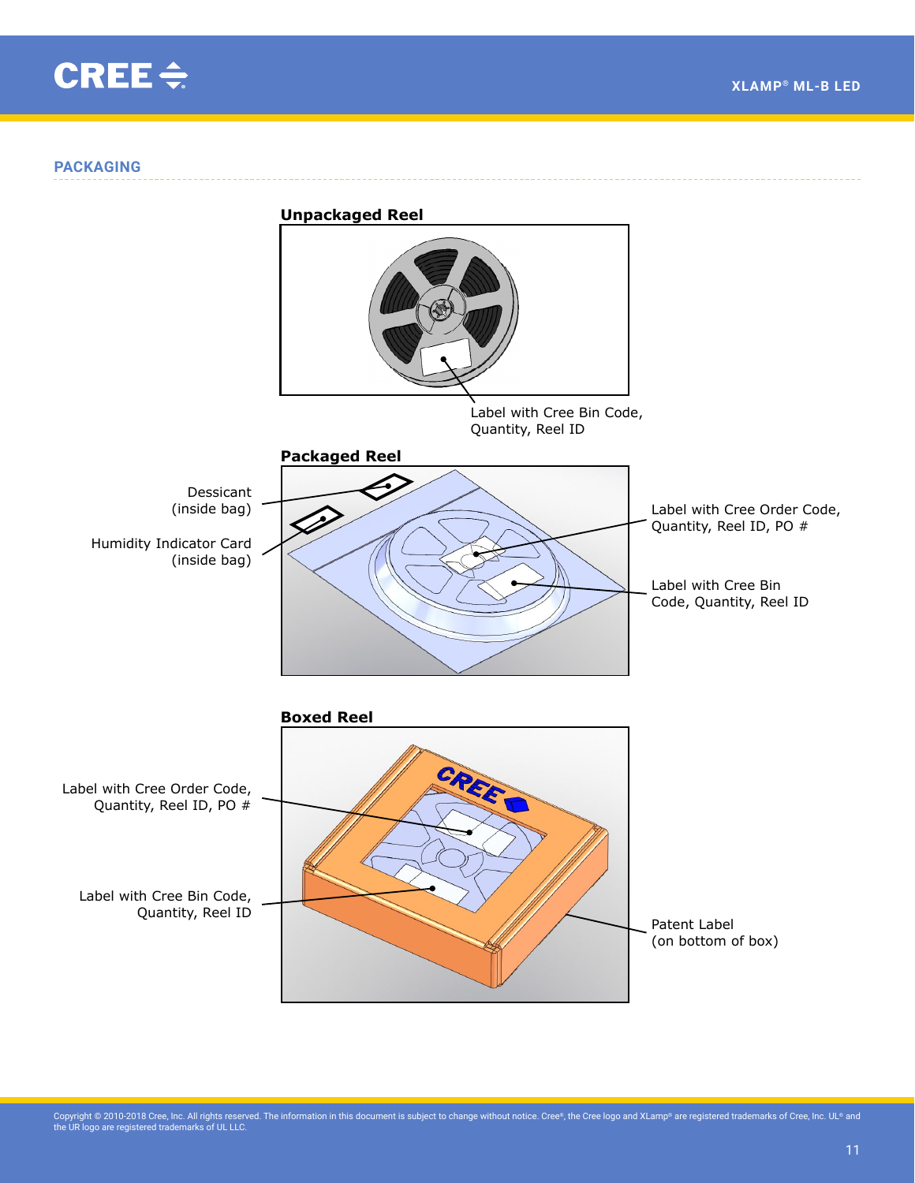## PACKAGING

**Unpackaged Reel**

Label with Cree Bin Code, Quantity, Reel ID

**Packaged Reel**

Dessicant (inside bag)

Humidity Indicator Card (inside bag)

Label with Cree Order Code, Quantity, Reel ID, PO #

Label with Cree Bin Code, Quantity, Reel ID

**Boxed Reel**

Label with Cree Order Code, Quantity, Reel ID, PO #

Label with Cree Bin Code, Quantity, Reel ID

Patent Label (on bottom of box)

Copyright © 2010-2018 Cree, Inc. All rights reserved. The information in this document is subject to change without notice. Cree®, the Cree logo and XLamp® are registered trademarks of Cree, Inc. UL® and the UR logo are registered trademarks of UL LLC.